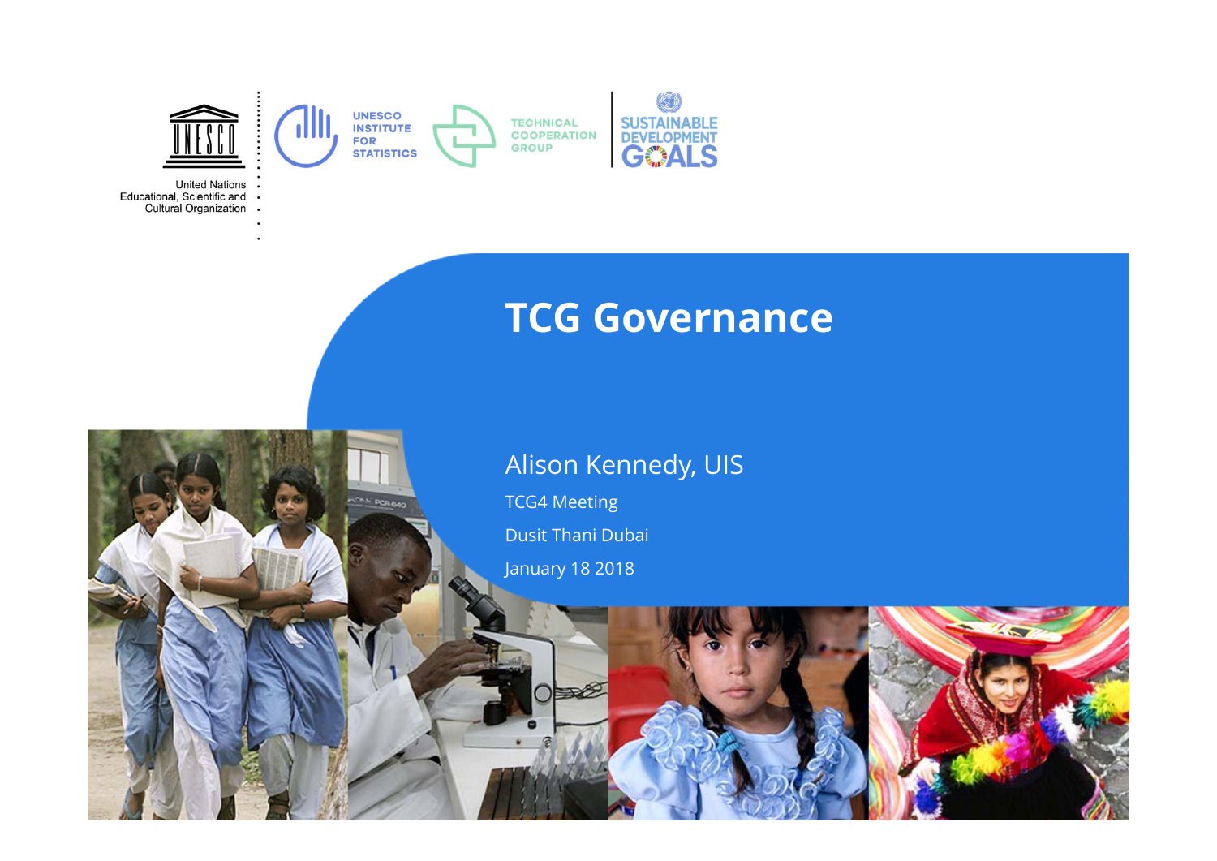# TCG Governance

Alison Kennedy, UIS

TCG4 Meeting

Dusit Thani Dubai

January 18 2018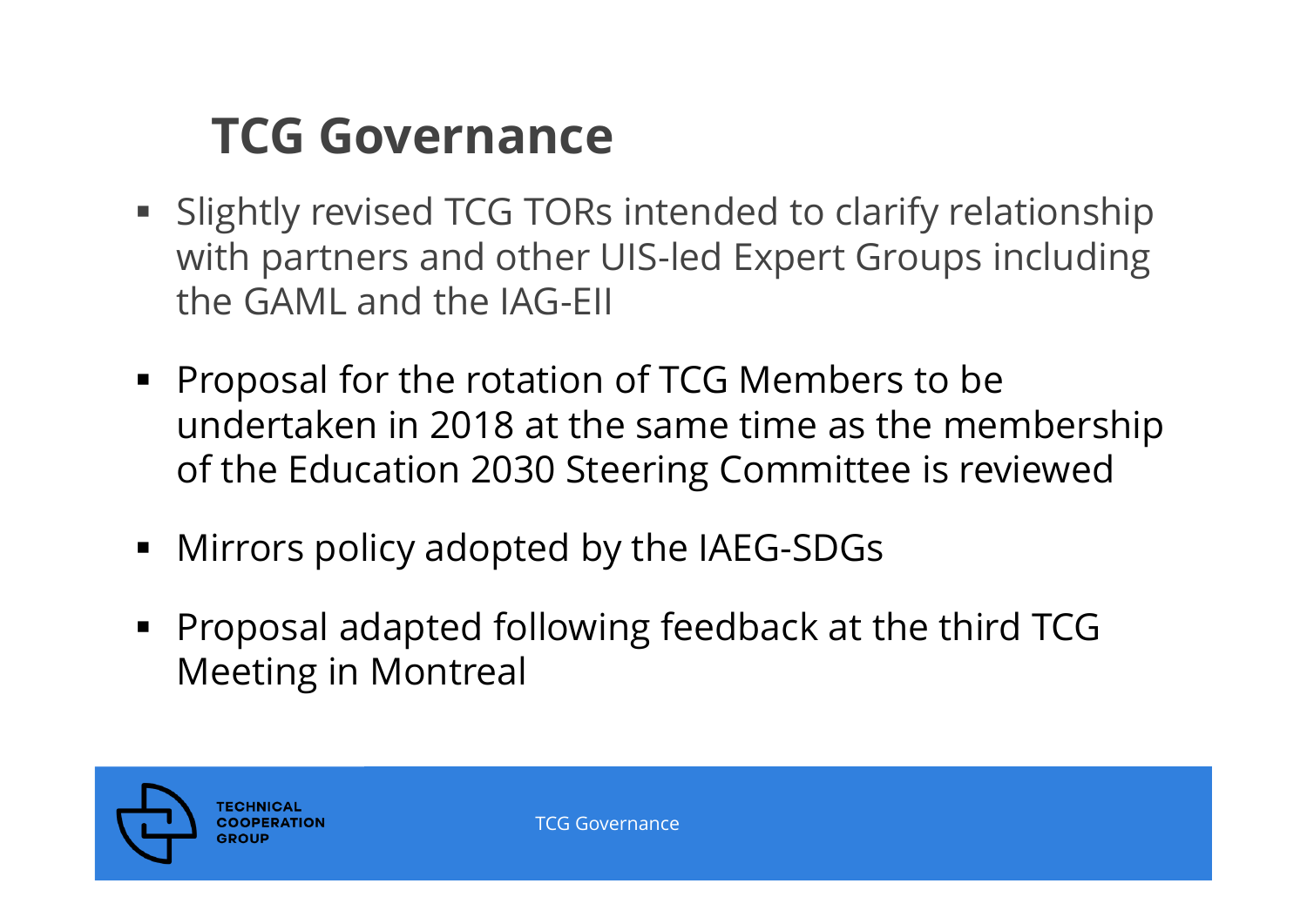# TCG Governance

- Slightly revised TCG TORs intended to clarify relationship with partners and other UIS-led Expert Groups including the GAML and the IAG-EII
- Proposal for the rotation of TCG Members to be undertaken in 2018 at the same time as the membership of the Education 2030 Steering Committee is reviewed
- Mirrors policy adopted by the IAEG-SDGs
- Proposal adapted following feedback at the third TCG Meeting in Montreal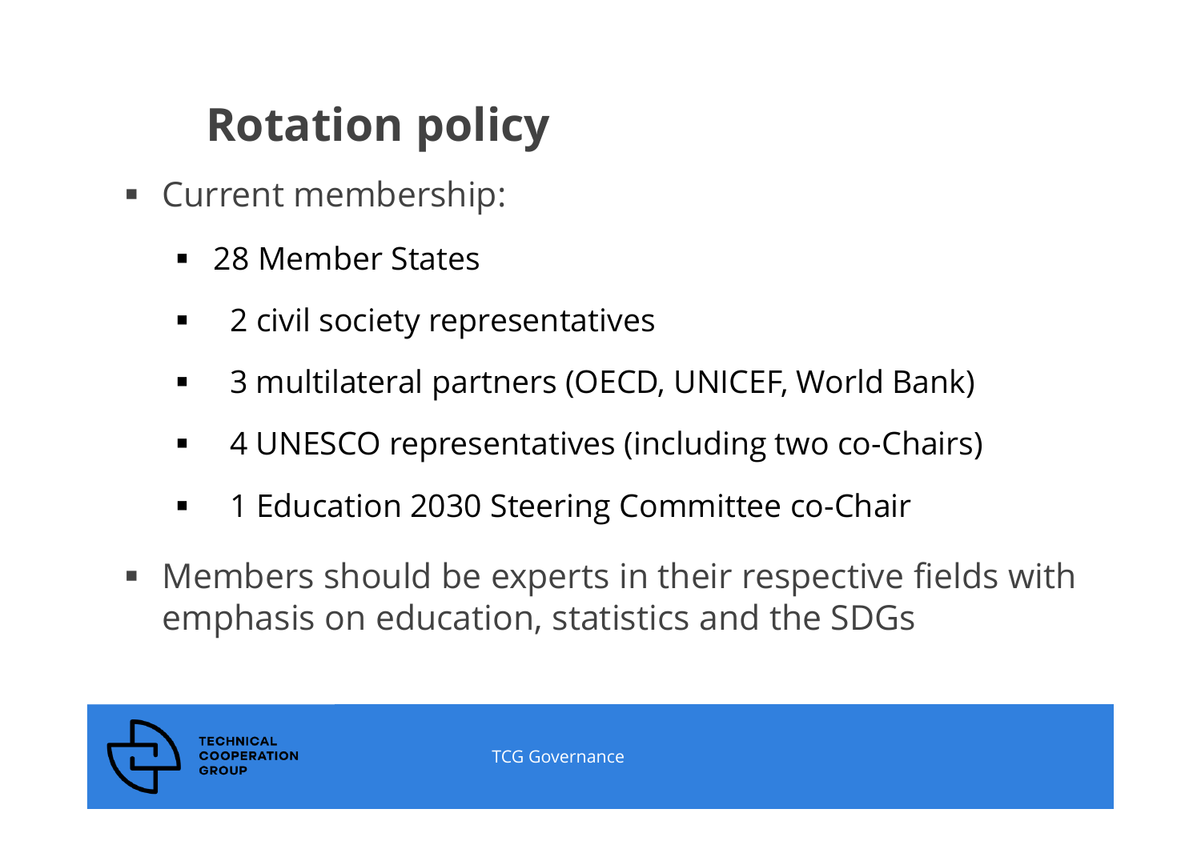# Rotation policy

- Current membership:
  - 28 Member States
  - 2 civil society representatives
  - 3 multilateral partners (OECD, UNICEF, World Bank)
  - 4 UNESCO representatives (including two co-Chairs)
  - 1 Education 2030 Steering Committee co-Chair
- Members should be experts in their respective fields with emphasis on education, statistics and the SDGs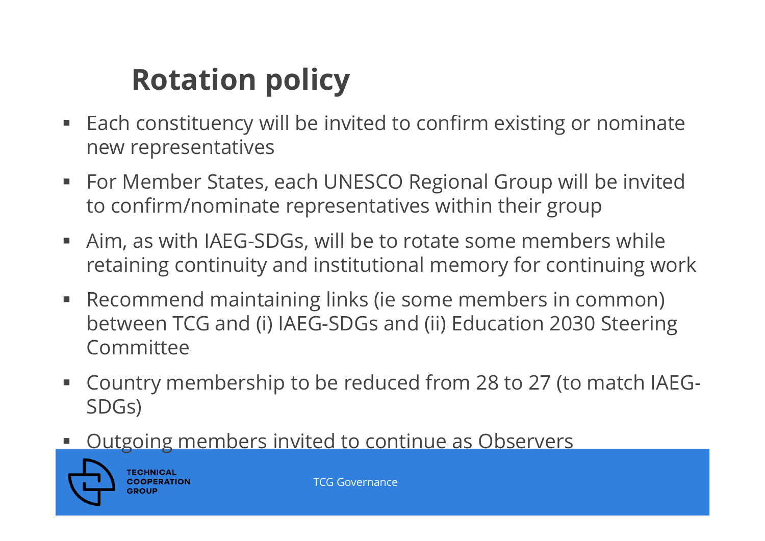# Rotation policy

- Each constituency will be invited to confirm existing or nominate new representatives
- For Member States, each UNESCO Regional Group will be invited to confirm/nominate representatives within their group
- Aim, as with IAEG-SDGs, will be to rotate some members while retaining continuity and institutional memory for continuing work
- Recommend maintaining links (ie some members in common) between TCG and (i) IAEG-SDGs and (ii) Education 2030 Steering Committee
- Country membership to be reduced from 28 to 27 (to match IAEG-SDGs)
- Outgoing members invited to continue as Observers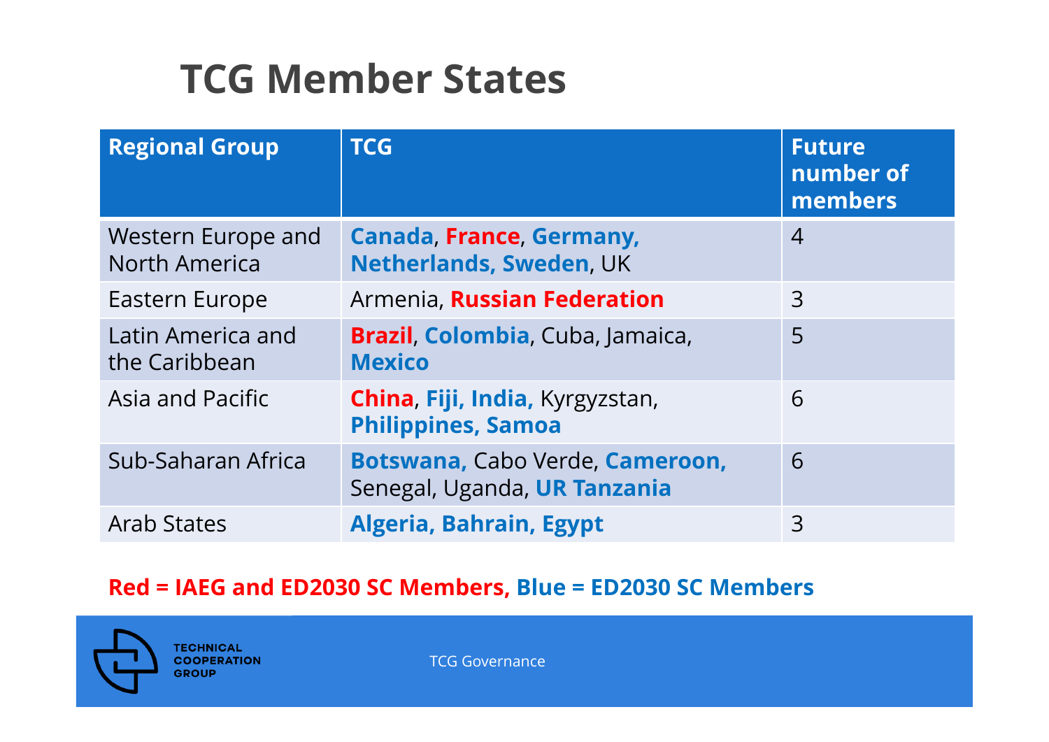# TCG Member States

| Regional Group | TCG | Future number of members |
|---|---|---|
| Western Europe and North America | **Canada**, **France**, **Germany, Netherlands, Sweden**, UK | 4 |
| Eastern Europe | Armenia, **Russian Federation** | 3 |
| Latin America and the Caribbean | **Brazil**, **Colombia**, Cuba, Jamaica, **Mexico** | 5 |
| Asia and Pacific | **China**, **Fiji, India,** Kyrgyzstan, **Philippines, Samoa** | 6 |
| Sub-Saharan Africa | **Botswana,** Cabo Verde, **Cameroon,** Senegal, Uganda, **UR Tanzania** | 6 |
| Arab States | **Algeria, Bahrain, Egypt** | 3 |

**Red = IAEG and ED2030 SC Members, Blue = ED2030 SC Members**

TECHNICAL COOPERATION GROUP

TCG Governance